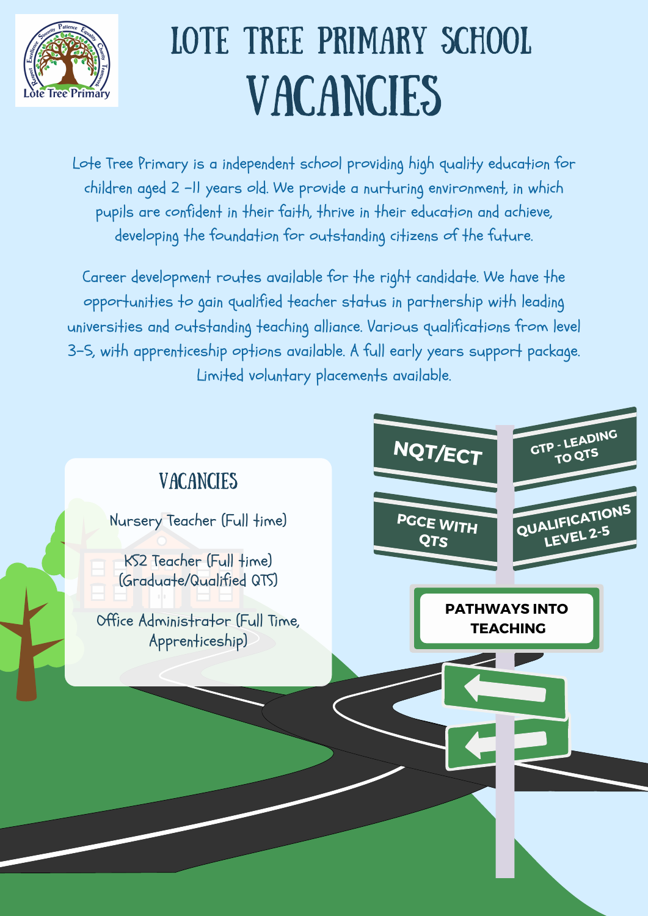# LOTE TREE PRIMARY SCHOOL

# VACANCIES

Lote Tree Primary is a independent school providing high quality education for children aged 2 –11 years old. We provide a nurturing environment, in which pupils are confident in their faith, thrive in their education and achieve, developing the foundation for outstanding citizens of the future.

Career development routes available for the right candidate. We have the opportunities to gain qualified teacher status in partnership with leading universities and outstanding teaching alliance. Various qualifications from level 3–5, with apprenticeship options available. A full early years support package. Limited voluntary placements available.

## VACANCIES

Nursery Teacher (Full time)

KS2 Teacher (Full time) (Graduate/Qualified QTS)

Office Administrator (Full Time, Apprenticeship)

NQT/ECT

GTP - LEADING TO QTS

PGCE WITH QTS

QUALIFICATIONS LEVEL 2-5

**PATHWAYS INTO TEACHING**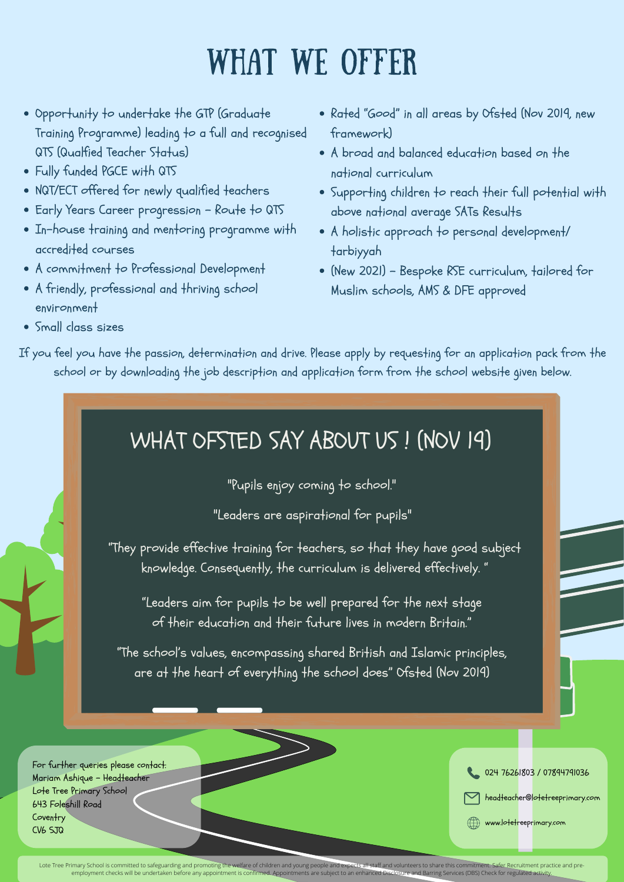# WHAT WE OFFER

- Opportunity to undertake the GTP (Graduate Training Programme) leading to a full and recognised QTS (Qualfied Teacher Status)
- Fully funded PGCE with QTS
- NQT/ECT offered for newly qualified teachers
- Early Years Career progression - Route to QTS
- In-house training and mentoring programme with accredited courses
- A commitment to Professional Development
- A friendly, professional and thriving school environment
- Small class sizes
- Rated "Good" in all areas by Ofsted (Nov 2019, new framework)
- A broad and balanced education based on the national curriculum
- Supporting children to reach their full potential with above national average SATs Results
- A holistic approach to personal development/ tarbiyyah
- (New 2021) - Bespoke RSE curriculum, tailored for Muslim schools, AMS & DFE approved

If you feel you have the passion, determination and drive. Please apply by requesting for an application pack from the school or by downloading the job description and application form from the school website given below.

## WHAT OFSTED SAY ABOUT US ! (NOV 19)

"Pupils enjoy coming to school."

"Leaders are aspirational for pupils"

"They provide effective training for teachers, so that they have good subject knowledge. Consequently, the curriculum is delivered effectively. "

"Leaders aim for pupils to be well prepared for the next stage of their education and their future lives in modern Britain."

"The school's values, encompassing shared British and Islamic principles, are at the heart of everything the school does" Ofsted (Nov 2019)

For further queries please contact:
Mariam Ashique - Headteacher
Lote Tree Primary School
643 Foleshill Road
Coventry
CV6 5JQ

024 76261803 / 07894791036
headteacher@lotetreeprimary.com
www.lotetreeprimary.com

Lote Tree Primary School is committed to safeguarding and promoting the welfare of children and young people and expects all staff and volunteers to share this commitment. Safer Recruitment practice and pre-employment checks will be undertaken before any appointment is confirmed. Appointments are subject to an enhanced Disclosure and Barring Services (DBS) Check for regulated activity.